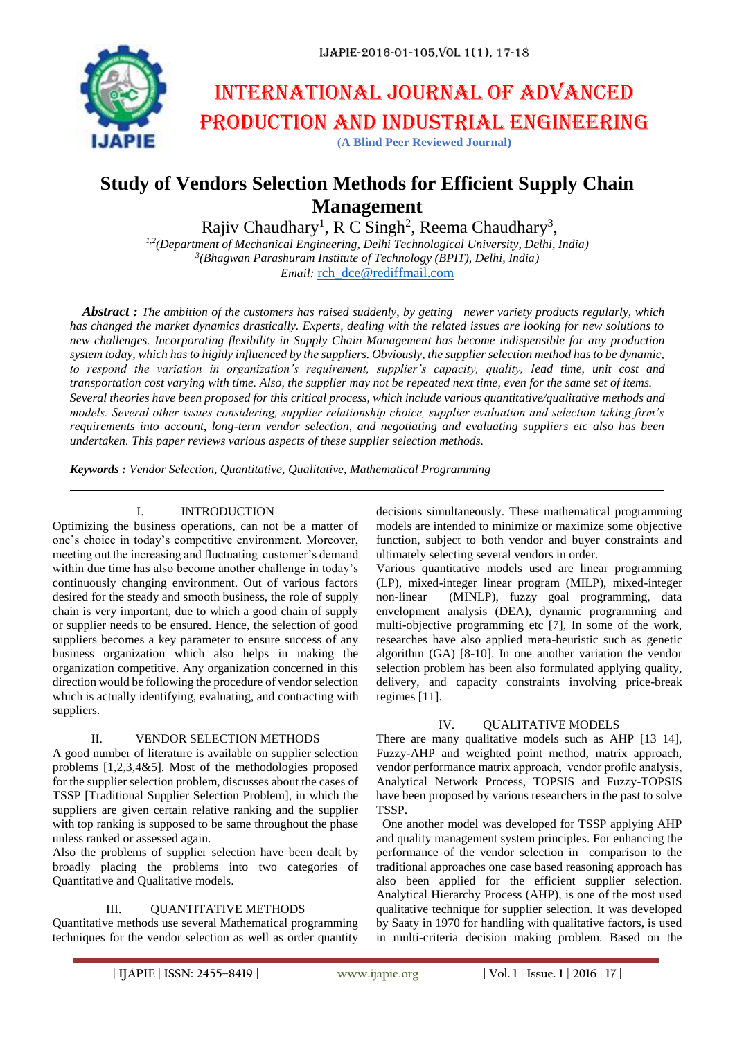# INTERNATIONAL JOURNAL OF ADVANCED PRODUCTION AND INDUSTRIAL ENGINEERING

**(A Blind Peer Reviewed Journal)**

# Study of Vendors Selection Methods for Efficient Supply Chain Management

Rajiv Chaudhary[1], R C Singh[2], Reema Chaudhary[3],

[1,2](*Department of Mechanical Engineering, Delhi Technological University, Delhi, India)*

[3](*Bhagwan Parashuram Institute of Technology (BPIT), Delhi, India)*

*Email:* rch_dce@rediffmail.com

***Abstract :*** *The ambition of the customers has raised suddenly, by getting newer variety products regularly, which has changed the market dynamics drastically. Experts, dealing with the related issues are looking for new solutions to new challenges. Incorporating flexibility in Supply Chain Management has become indispensible for any production system today, which has to highly influenced by the suppliers. Obviously, the supplier selection method has to be dynamic, to respond the variation in organization's requirement, supplier's capacity, quality, lead time, unit cost and transportation cost varying with time. Also, the supplier may not be repeated next time, even for the same set of items. Several theories have been proposed for this critical process, which include various quantitative/qualitative methods and models. Several other issues considering, supplier relationship choice, supplier evaluation and selection taking firm's requirements into account, long-term vendor selection, and negotiating and evaluating suppliers etc also has been undertaken. This paper reviews various aspects of these supplier selection methods.*

***Keywords :*** *Vendor Selection, Quantitative, Qualitative, Mathematical Programming*

## I. INTRODUCTION

Optimizing the business operations, can not be a matter of one's choice in today's competitive environment. Moreover, meeting out the increasing and fluctuating customer's demand within due time has also become another challenge in today's continuously changing environment. Out of various factors desired for the steady and smooth business, the role of supply chain is very important, due to which a good chain of supply or supplier needs to be ensured. Hence, the selection of good suppliers becomes a key parameter to ensure success of any business organization which also helps in making the organization competitive. Any organization concerned in this direction would be following the procedure of vendor selection which is actually identifying, evaluating, and contracting with suppliers.

## II. VENDOR SELECTION METHODS

A good number of literature is available on supplier selection problems [1,2,3,4&5]. Most of the methodologies proposed for the supplier selection problem, discusses about the cases of TSSP [Traditional Supplier Selection Problem], in which the suppliers are given certain relative ranking and the supplier with top ranking is supposed to be same throughout the phase unless ranked or assessed again.

Also the problems of supplier selection have been dealt by broadly placing the problems into two categories of Quantitative and Qualitative models.

## III. QUANTITATIVE METHODS

Quantitative methods use several Mathematical programming techniques for the vendor selection as well as order quantity decisions simultaneously. These mathematical programming models are intended to minimize or maximize some objective function, subject to both vendor and buyer constraints and ultimately selecting several vendors in order.

Various quantitative models used are linear programming (LP), mixed-integer linear program (MILP), mixed-integer non-linear (MINLP), fuzzy goal programming, data envelopment analysis (DEA), dynamic programming and multi-objective programming etc [7], In some of the work, researches have also applied meta-heuristic such as genetic algorithm (GA) [8-10]. In one another variation the vendor selection problem has been also formulated applying quality, delivery, and capacity constraints involving price-break regimes [11].

## IV. QUALITATIVE MODELS

There are many qualitative models such as AHP [13 14], Fuzzy-AHP and weighted point method, matrix approach, vendor performance matrix approach, vendor profile analysis, Analytical Network Process, TOPSIS and Fuzzy-TOPSIS have been proposed by various researchers in the past to solve TSSP.

One another model was developed for TSSP applying AHP and quality management system principles. For enhancing the performance of the vendor selection in comparison to the traditional approaches one case based reasoning approach has also been applied for the efficient supplier selection. Analytical Hierarchy Process (AHP), is one of the most used qualitative technique for supplier selection. It was developed by Saaty in 1970 for handling with qualitative factors, is used in multi-criteria decision making problem. Based on the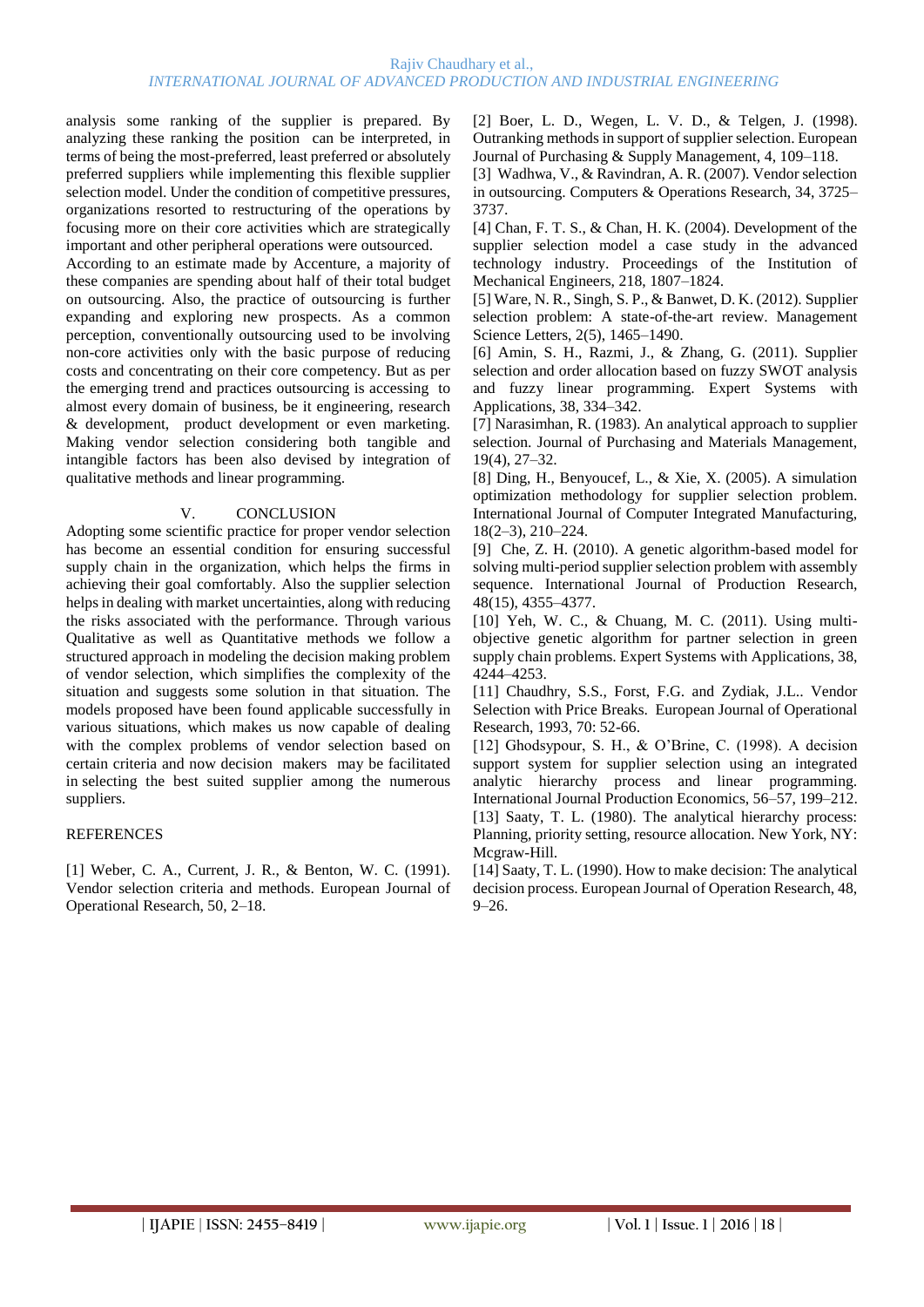analysis some ranking of the supplier is prepared. By analyzing these ranking the position can be interpreted, in terms of being the most-preferred, least preferred or absolutely preferred suppliers while implementing this flexible supplier selection model. Under the condition of competitive pressures, organizations resorted to restructuring of the operations by focusing more on their core activities which are strategically important and other peripheral operations were outsourced.

According to an estimate made by Accenture, a majority of these companies are spending about half of their total budget on outsourcing. Also, the practice of outsourcing is further expanding and exploring new prospects. As a common perception, conventionally outsourcing used to be involving non-core activities only with the basic purpose of reducing costs and concentrating on their core competency. But as per the emerging trend and practices outsourcing is accessing to almost every domain of business, be it engineering, research & development, product development or even marketing. Making vendor selection considering both tangible and intangible factors has been also devised by integration of qualitative methods and linear programming.

## V. CONCLUSION

Adopting some scientific practice for proper vendor selection has become an essential condition for ensuring successful supply chain in the organization, which helps the firms in achieving their goal comfortably. Also the supplier selection helps in dealing with market uncertainties, along with reducing the risks associated with the performance. Through various Qualitative as well as Quantitative methods we follow a structured approach in modeling the decision making problem of vendor selection, which simplifies the complexity of the situation and suggests some solution in that situation. The models proposed have been found applicable successfully in various situations, which makes us now capable of dealing with the complex problems of vendor selection based on certain criteria and now decision makers may be facilitated in selecting the best suited supplier among the numerous suppliers.

## REFERENCES

[1] Weber, C. A., Current, J. R., & Benton, W. C. (1991). Vendor selection criteria and methods. European Journal of Operational Research, 50, 2–18.

[2] Boer, L. D., Wegen, L. V. D., & Telgen, J. (1998). Outranking methods in support of supplier selection. European Journal of Purchasing & Supply Management, 4, 109–118.

[3] Wadhwa, V., & Ravindran, A. R. (2007). Vendor selection in outsourcing. Computers & Operations Research, 34, 3725–3737.

[4] Chan, F. T. S., & Chan, H. K. (2004). Development of the supplier selection model a case study in the advanced technology industry. Proceedings of the Institution of Mechanical Engineers, 218, 1807–1824.

[5] Ware, N. R., Singh, S. P., & Banwet, D. K. (2012). Supplier selection problem: A state-of-the-art review. Management Science Letters, 2(5), 1465–1490.

[6] Amin, S. H., Razmi, J., & Zhang, G. (2011). Supplier selection and order allocation based on fuzzy SWOT analysis and fuzzy linear programming. Expert Systems with Applications, 38, 334–342.

[7] Narasimhan, R. (1983). An analytical approach to supplier selection. Journal of Purchasing and Materials Management, 19(4), 27–32.

[8] Ding, H., Benyoucef, L., & Xie, X. (2005). A simulation optimization methodology for supplier selection problem. International Journal of Computer Integrated Manufacturing, 18(2–3), 210–224.

[9] Che, Z. H. (2010). A genetic algorithm-based model for solving multi-period supplier selection problem with assembly sequence. International Journal of Production Research, 48(15), 4355–4377.

[10] Yeh, W. C., & Chuang, M. C. (2011). Using multi-objective genetic algorithm for partner selection in green supply chain problems. Expert Systems with Applications, 38, 4244–4253.

[11] Chaudhry, S.S., Forst, F.G. and Zydiak, J.L.. Vendor Selection with Price Breaks. European Journal of Operational Research, 1993, 70: 52-66.

[12] Ghodsypour, S. H., & O'Brine, C. (1998). A decision support system for supplier selection using an integrated analytic hierarchy process and linear programming. International Journal Production Economics, 56–57, 199–212.

[13] Saaty, T. L. (1980). The analytical hierarchy process: Planning, priority setting, resource allocation. New York, NY: Mcgraw-Hill.

[14] Saaty, T. L. (1990). How to make decision: The analytical decision process. European Journal of Operation Research, 48, 9–26.